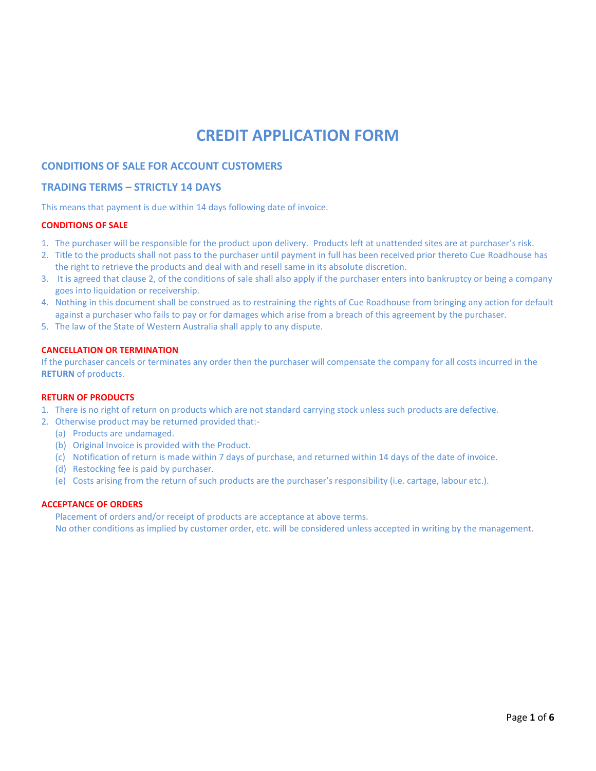# CREDIT APPLICATION FORM

## CONDITIONS OF SALE FOR ACCOUNT CUSTOMERS

## TRADING TERMS – STRICTLY 14 DAYS

This means that payment is due within 14 days following date of invoice.

### CONDITIONS OF SALE

1. The purchaser will be responsible for the product upon delivery. Products left at unattended sites are at purchaser's risk.
2. Title to the products shall not pass to the purchaser until payment in full has been received prior thereto Cue Roadhouse has the right to retrieve the products and deal with and resell same in its absolute discretion.
3. It is agreed that clause 2, of the conditions of sale shall also apply if the purchaser enters into bankruptcy or being a company goes into liquidation or receivership.
4. Nothing in this document shall be construed as to restraining the rights of Cue Roadhouse from bringing any action for default against a purchaser who fails to pay or for damages which arise from a breach of this agreement by the purchaser.
5. The law of the State of Western Australia shall apply to any dispute.

### CANCELLATION OR TERMINATION

If the purchaser cancels or terminates any order then the purchaser will compensate the company for all costs incurred in the **RETURN** of products.

### RETURN OF PRODUCTS

1. There is no right of return on products which are not standard carrying stock unless such products are defective.
2. Otherwise product may be returned provided that:-
   (a) Products are undamaged.
   (b) Original Invoice is provided with the Product.
   (c) Notification of return is made within 7 days of purchase, and returned within 14 days of the date of invoice.
   (d) Restocking fee is paid by purchaser.
   (e) Costs arising from the return of such products are the purchaser's responsibility (i.e. cartage, labour etc.).

### ACCEPTANCE OF ORDERS

Placement of orders and/or receipt of products are acceptance at above terms.
No other conditions as implied by customer order, etc. will be considered unless accepted in writing by the management.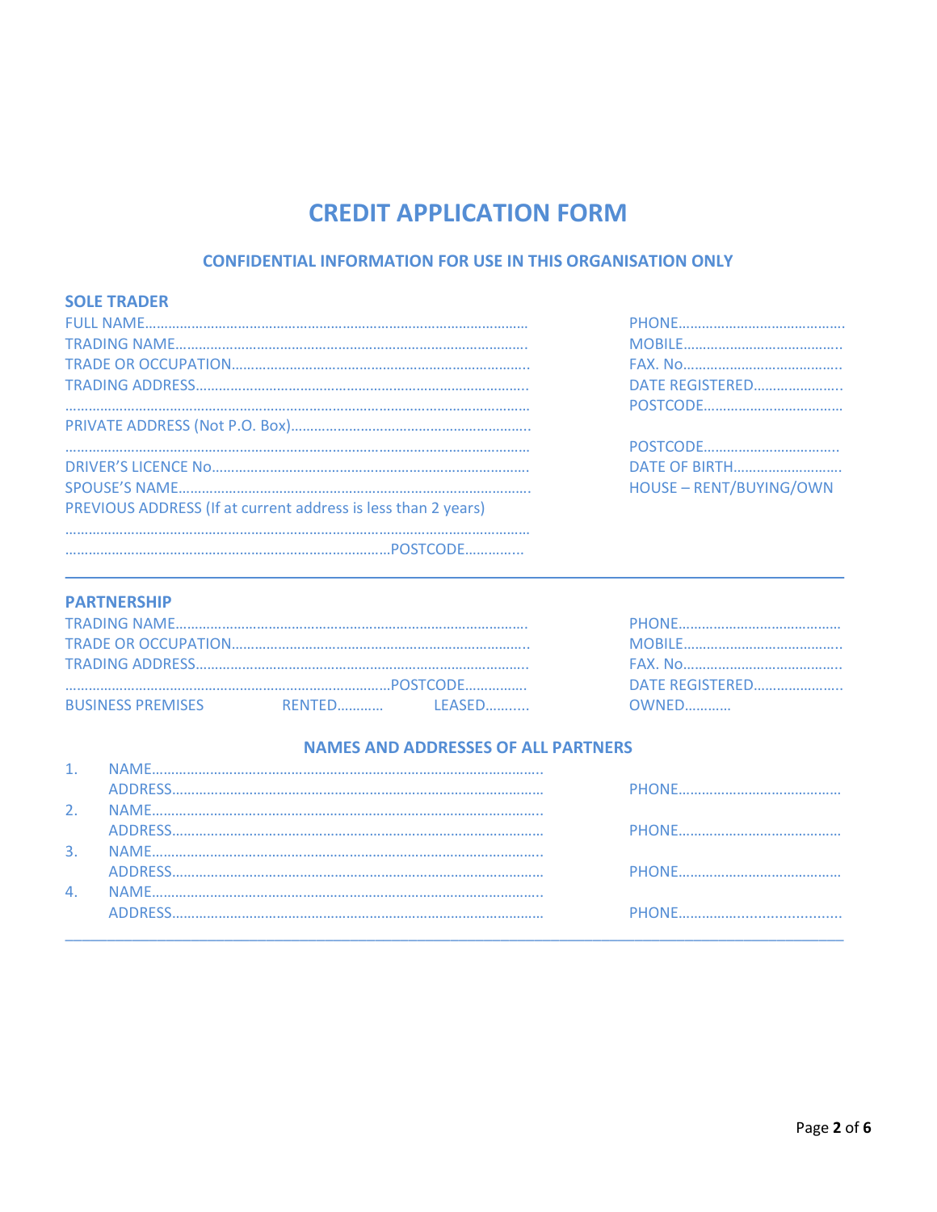# CREDIT APPLICATION FORM

## CONFIDENTIAL INFORMATION FOR USE IN THIS ORGANISATION ONLY

### SOLE TRADER

FULL NAME…………………………………………………………………………………………

TRADING NAME…………………………………………………………………………………

TRADE OR OCCUPATION…………………………………………………………………

TRADING ADDRESS……………………………………………………………………………

…………………………………………………………………………………………………………

PRIVATE ADDRESS (Not P.O. Box)……………………………………………………

…………………………………………………………………………………………………………

DRIVER'S LICENCE No………………………………………………………………………

SPOUSE'S NAME…………………………………………………………………………………

PREVIOUS ADDRESS (If at current address is less than 2 years)

…………………………………………………………………………………………………………

…………………………………………………………………………POSTCODE…………..

PHONE……………………………………

MOBILE……………………………………

FAX. No……………………………………

DATE REGISTERED…………………..

POSTCODE………………………………

POSTCODE………………………………

DATE OF BIRTH…………………………

HOUSE – RENT/BUYING/OWN

---

### PARTNERSHIP

TRADING NAME…………………………………………………………………………………

TRADE OR OCCUPATION…………………………………………………………………

TRADING ADDRESS……………………………………………………………………………

…………………………………………………………………………POSTCODE……………

BUSINESS PREMISES RENTED………… LEASED……….. OWNED…………

PHONE……………………………………

MOBILE……………………………………

FAX. No……………………………………

DATE REGISTERED……………………

#### NAMES AND ADDRESSES OF ALL PARTNERS

1. NAME…………………………………………………………………………………………
   ADDRESS…………………………………………………………………………………… PHONE……………………………………
2. NAME…………………………………………………………………………………………
   ADDRESS…………………………………………………………………………………… PHONE……………………………………
3. NAME…………………………………………………………………………………………
   ADDRESS…………………………………………………………………………………… PHONE……………………………………
4. NAME…………………………………………………………………………………………
   ADDRESS…………………………………………………………………………………… PHONE……………………………………

---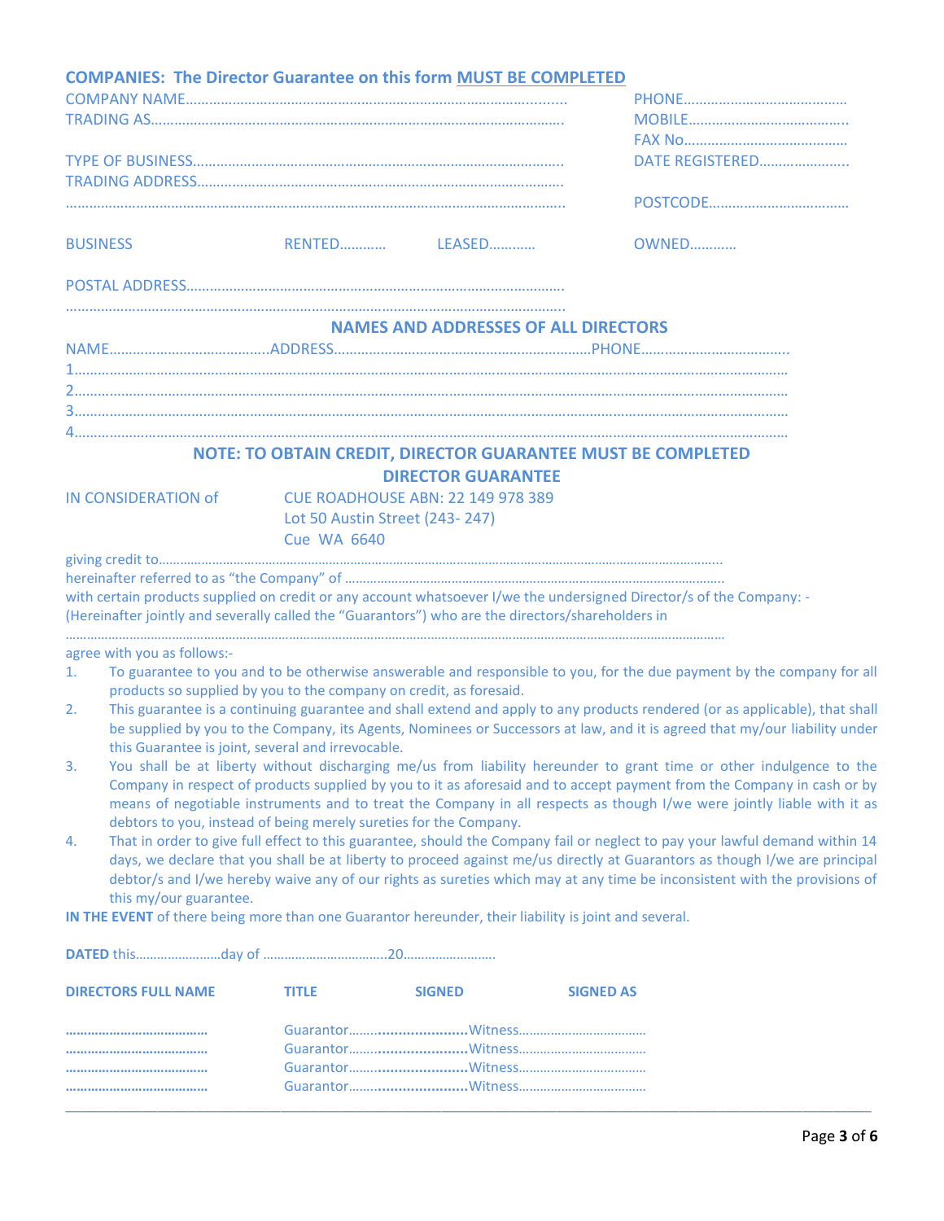## COMPANIES: The Director Guarantee on this form MUST BE COMPLETED

COMPANY NAME.................................................................................................. PHONE..........................................

TRADING AS.......................................................................................................... MOBILE..........................................

FAX No..........................................

TYPE OF BUSINESS............................................................................................. DATE REGISTERED.......................

TRADING ADDRESS............................................................................................

.............................................................................................................................. POSTCODE....................................

BUSINESS RENTED............ LEASED............ OWNED............

POSTAL ADDRESS...............................................................................................

..............................................................................................................................

### NAMES AND ADDRESSES OF ALL DIRECTORS

NAME.........................................ADDRESS.................................................................PHONE......................................

1.............................................................................................................................................................................

2.............................................................................................................................................................................

3.............................................................................................................................................................................

4.............................................................................................................................................................................

### NOTE: TO OBTAIN CREDIT, DIRECTOR GUARANTEE MUST BE COMPLETED

### DIRECTOR GUARANTEE

IN CONSIDERATION of CUE ROADHOUSE ABN: 22 149 978 389
Lot 50 Austin Street (243- 247)
Cue WA 6640

giving credit to.........................................................................................................................................................

hereinafter referred to as "the Company" of .........................................................................................................

with certain products supplied on credit or any account whatsoever I/we the undersigned Director/s of the Company: -
(Hereinafter jointly and severally called the "Guarantors") who are the directors/shareholders in

.......................................................................................................................................................................................

agree with you as follows:-

1. To guarantee to you and to be otherwise answerable and responsible to you, for the due payment by the company for all products so supplied by you to the company on credit, as foresaid.
2. This guarantee is a continuing guarantee and shall extend and apply to any products rendered (or as applicable), that shall be supplied by you to the Company, its Agents, Nominees or Successors at law, and it is agreed that my/our liability under this Guarantee is joint, several and irrevocable.
3. You shall be at liberty without discharging me/us from liability hereunder to grant time or other indulgence to the Company in respect of products supplied by you to it as aforesaid and to accept payment from the Company in cash or by means of negotiable instruments and to treat the Company in all respects as though I/we were jointly liable with it as debtors to you, instead of being merely sureties for the Company.
4. That in order to give full effect to this guarantee, should the Company fail or neglect to pay your lawful demand within 14 days, we declare that you shall be at liberty to proceed against me/us directly at Guarantors as though I/we are principal debtor/s and I/we hereby waive any of our rights as sureties which may at any time be inconsistent with the provisions of this my/our guarantee.

**IN THE EVENT** of there being more than one Guarantor hereunder, their liability is joint and several.

**DATED** this........................day of ...................................20..........................

| DIRECTORS FULL NAME | TITLE | SIGNED | SIGNED AS |
|---|---|---|---|
| ...................................... | Guarantor...... | ...................... | Witness.................................... |
| ...................................... | Guarantor...... | ...................... | Witness.................................... |
| ...................................... | Guarantor...... | ...................... | Witness.................................... |
| ...................................... | Guarantor...... | ...................... | Witness.................................... |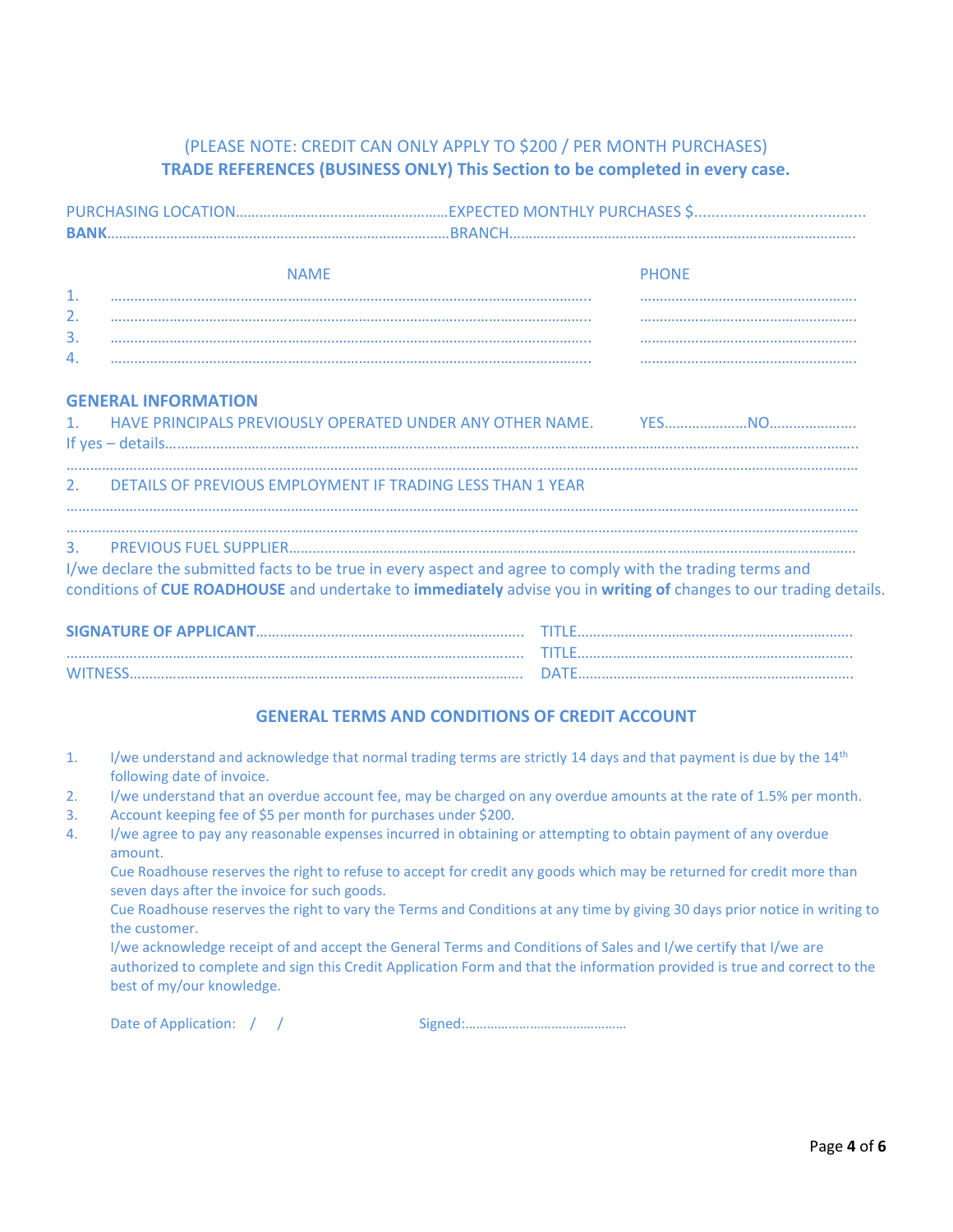(PLEASE NOTE: CREDIT CAN ONLY APPLY TO $200 / PER MONTH PURCHASES)

**TRADE REFERENCES (BUSINESS ONLY) This Section to be completed in every case.**

PURCHASING LOCATION………………………………………………EXPECTED MONTHLY PURCHASES $......................................

**BANK**…………………………………………………………………………BRANCH……………………………………………………………………………

| | NAME | PHONE |
|---|---|---|
| 1. | …………………………………………………………………………………….. | ……………………………………………… |
| 2. | …………………………………………………………………………………….. | ……………………………………………… |
| 3. | …………………………………………………………………………………….. | ……………………………………………… |
| 4. | …………………………………………………………………………………….. | ……………………………………………… |

**GENERAL INFORMATION**

1. HAVE PRINCIPALS PREVIOUSLY OPERATED UNDER ANY OTHER NAME. YES…………………NO…………………

If yes – details………………………………………………………………………………………………………………………………………

……………………………………………………………………………………………………………………………………………………………

2. DETAILS OF PREVIOUS EMPLOYMENT IF TRADING LESS THAN 1 YEAR

……………………………………………………………………………………………………………………………………………………………

……………………………………………………………………………………………………………………………………………………………

3. PREVIOUS FUEL SUPPLIER…………………………………………………………………………………………………………………

I/we declare the submitted facts to be true in every aspect and agree to comply with the trading terms and conditions of **CUE ROADHOUSE** and undertake to **immediately** advise you in **writing of** changes to our trading details.

**SIGNATURE OF APPLICANT**………………………………………………………… TITLE……………………………………………………………

……………………………………………………………………………………………… TITLE……………………………………………………………

WITNESS……………………………………………………………………………………… DATE……………………………………………………………

## GENERAL TERMS AND CONDITIONS OF CREDIT ACCOUNT

1. I/we understand and acknowledge that normal trading terms are strictly 14 days and that payment is due by the 14th following date of invoice.
2. I/we understand that an overdue account fee, may be charged on any overdue amounts at the rate of 1.5% per month.
3. Account keeping fee of $5 per month for purchases under $200.
4. I/we agree to pay any reasonable expenses incurred in obtaining or attempting to obtain payment of any overdue amount.

   Cue Roadhouse reserves the right to refuse to accept for credit any goods which may be returned for credit more than seven days after the invoice for such goods.

   Cue Roadhouse reserves the right to vary the Terms and Conditions at any time by giving 30 days prior notice in writing to the customer.

   I/we acknowledge receipt of and accept the General Terms and Conditions of Sales and I/we certify that I/we are authorized to complete and sign this Credit Application Form and that the information provided is true and correct to the best of my/our knowledge.

Date of Application: / / Signed:……………………………………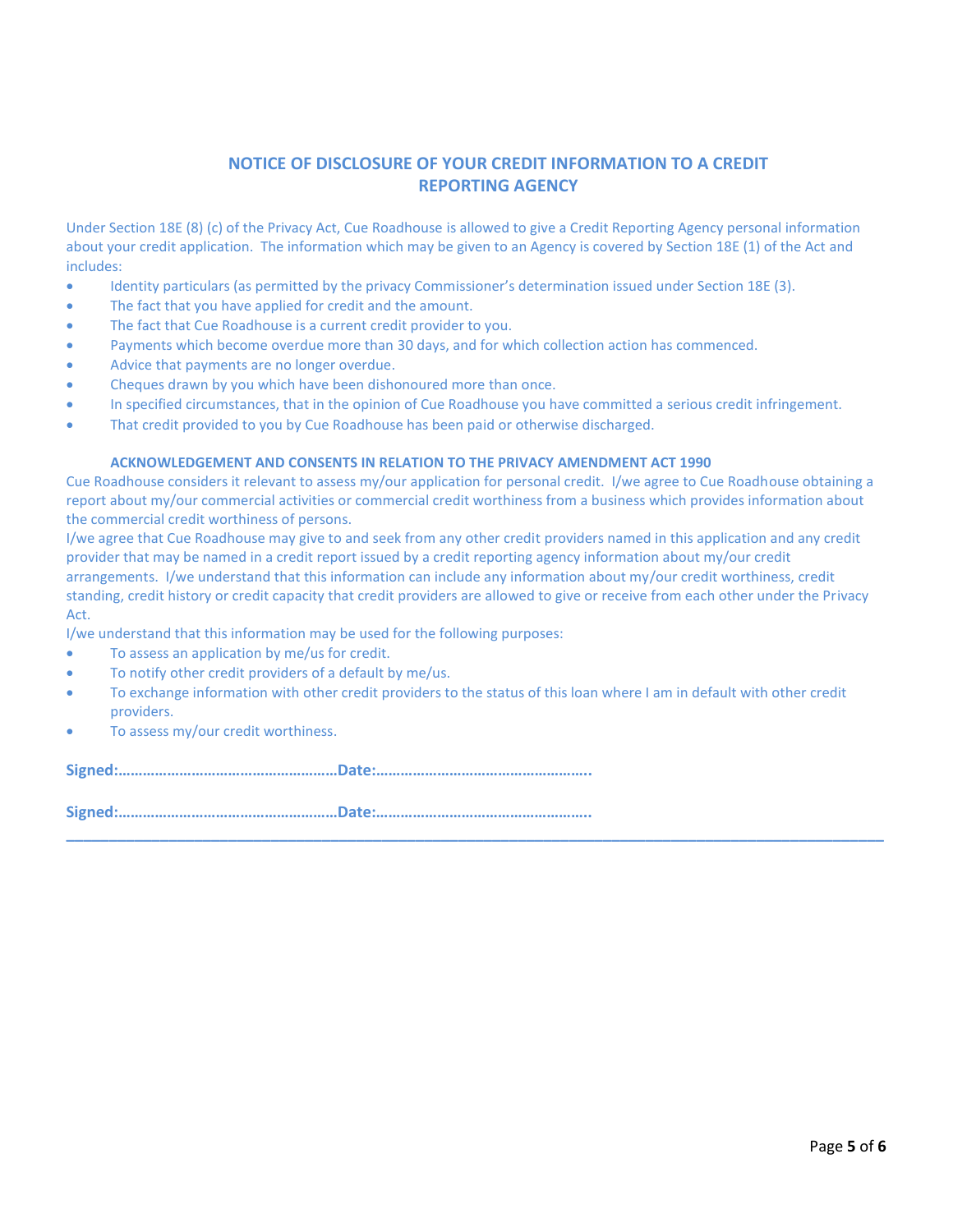## NOTICE OF DISCLOSURE OF YOUR CREDIT INFORMATION TO A CREDIT REPORTING AGENCY

Under Section 18E (8) (c) of the Privacy Act, Cue Roadhouse is allowed to give a Credit Reporting Agency personal information about your credit application. The information which may be given to an Agency is covered by Section 18E (1) of the Act and includes:

- Identity particulars (as permitted by the privacy Commissioner's determination issued under Section 18E (3).
- The fact that you have applied for credit and the amount.
- The fact that Cue Roadhouse is a current credit provider to you.
- Payments which become overdue more than 30 days, and for which collection action has commenced.
- Advice that payments are no longer overdue.
- Cheques drawn by you which have been dishonoured more than once.
- In specified circumstances, that in the opinion of Cue Roadhouse you have committed a serious credit infringement.
- That credit provided to you by Cue Roadhouse has been paid or otherwise discharged.

### ACKNOWLEDGEMENT AND CONSENTS IN RELATION TO THE PRIVACY AMENDMENT ACT 1990

Cue Roadhouse considers it relevant to assess my/our application for personal credit. I/we agree to Cue Roadhouse obtaining a report about my/our commercial activities or commercial credit worthiness from a business which provides information about the commercial credit worthiness of persons.

I/we agree that Cue Roadhouse may give to and seek from any other credit providers named in this application and any credit provider that may be named in a credit report issued by a credit reporting agency information about my/our credit arrangements. I/we understand that this information can include any information about my/our credit worthiness, credit standing, credit history or credit capacity that credit providers are allowed to give or receive from each other under the Privacy Act.

I/we understand that this information may be used for the following purposes:

- To assess an application by me/us for credit.
- To notify other credit providers of a default by me/us.
- To exchange information with other credit providers to the status of this loan where I am in default with other credit providers.
- To assess my/our credit worthiness.

**Signed:……………………………………………Date:…………………………………………..**

**Signed:……………………………………………Date:…………………………………………..**

---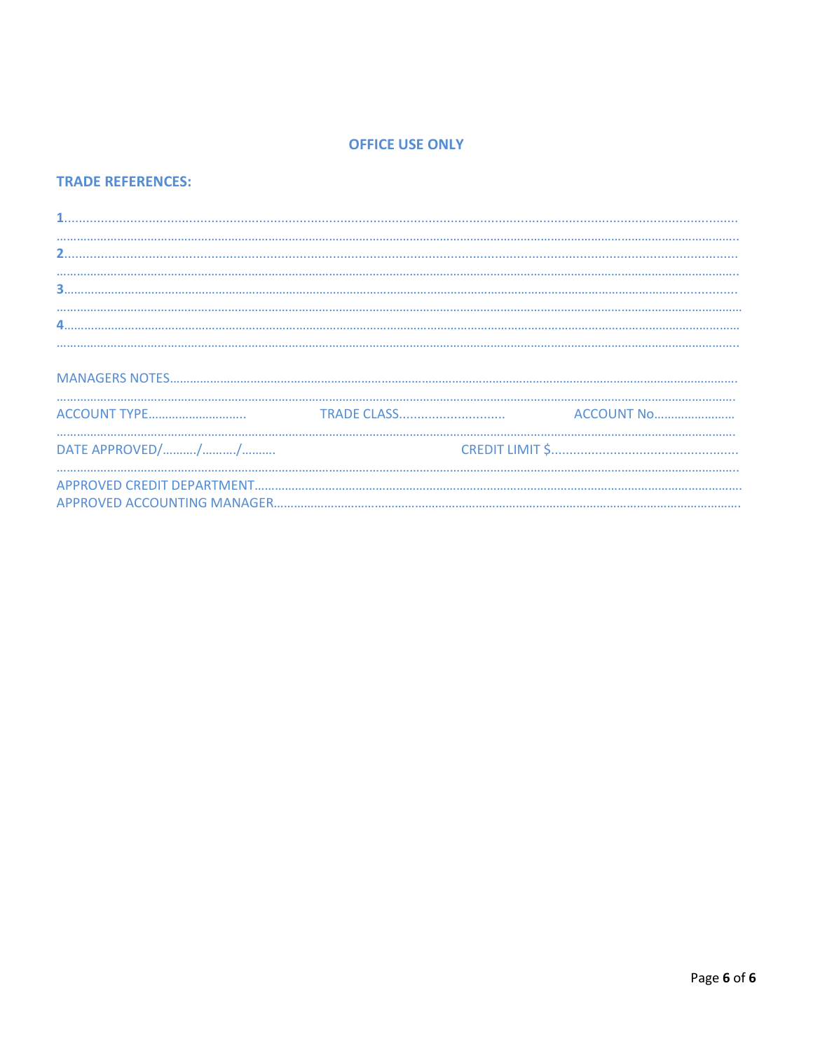## OFFICE USE ONLY

### TRADE REFERENCES:

1.................................................................................................................................................................................
.................................................................................................................................................................................

2.................................................................................................................................................................................
.................................................................................................................................................................................

3.................................................................................................................................................................................
.................................................................................................................................................................................

4.................................................................................................................................................................................
.................................................................................................................................................................................

MANAGERS NOTES.........................................................................................................................................................
.................................................................................................................................................................................

ACCOUNT TYPE............................ TRADE CLASS............................ ACCOUNT No.......................
.................................................................................................................................................................................

DATE APPROVED/........../........../......... CREDIT LIMIT $..................................................
.................................................................................................................................................................................

APPROVED CREDIT DEPARTMENT.........................................................................................................................

APPROVED ACCOUNTING MANAGER...................................................................................................................